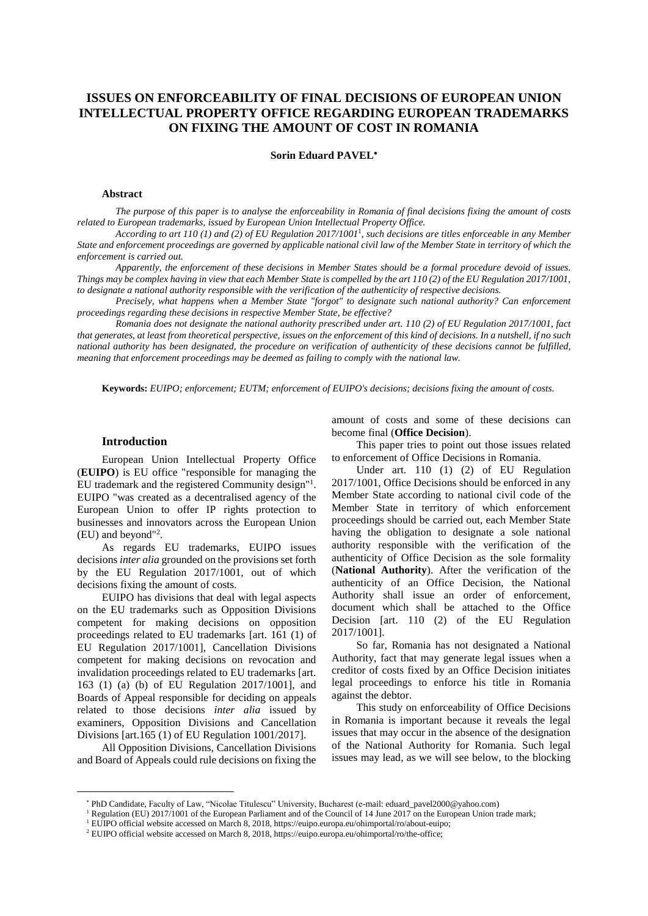# ISSUES ON ENFORCEABILITY OF FINAL DECISIONS OF EUROPEAN UNION INTELLECTUAL PROPERTY OFFICE REGARDING EUROPEAN TRADEMARKS ON FIXING THE AMOUNT OF COST IN ROMANIA

**Sorin Eduard PAVEL***

### Abstract

*The purpose of this paper is to analyse the enforceability in Romania of final decisions fixing the amount of costs related to European trademarks, issued by European Union Intellectual Property Office.*

*According to art 110 (1) and (2) of EU Regulation 2017/1001*[1]*, such decisions are titles enforceable in any Member State and enforcement proceedings are governed by applicable national civil law of the Member State in territory of which the enforcement is carried out.*

*Apparently, the enforcement of these decisions in Member States should be a formal procedure devoid of issues. Things may be complex having in view that each Member State is compelled by the art 110 (2) of the EU Regulation 2017/1001, to designate a national authority responsible with the verification of the authenticity of respective decisions.*

*Precisely, what happens when a Member State "forgot" to designate such national authority? Can enforcement proceedings regarding these decisions in respective Member State, be effective?*

*Romania does not designate the national authority prescribed under art. 110 (2) of EU Regulation 2017/1001, fact that generates, at least from theoretical perspective, issues on the enforcement of this kind of decisions. In a nutshell, if no such national authority has been designated, the procedure on verification of authenticity of these decisions cannot be fulfilled, meaning that enforcement proceedings may be deemed as failing to comply with the national law.*

**Keywords:** *EUIPO; enforcement; EUTM; enforcement of EUIPO's decisions; decisions fixing the amount of costs.*

### Introduction

European Union Intellectual Property Office (**EUIPO**) is EU office "responsible for managing the EU trademark and the registered Community design"[1]. EUIPO "was created as a decentralised agency of the European Union to offer IP rights protection to businesses and innovators across the European Union (EU) and beyond"[2].

As regards EU trademarks, EUIPO issues decisions *inter alia* grounded on the provisions set forth by the EU Regulation 2017/1001, out of which decisions fixing the amount of costs.

EUIPO has divisions that deal with legal aspects on the EU trademarks such as Opposition Divisions competent for making decisions on opposition proceedings related to EU trademarks [art. 161 (1) of EU Regulation 2017/1001], Cancellation Divisions competent for making decisions on revocation and invalidation proceedings related to EU trademarks [art. 163 (1) (a) (b) of EU Regulation 2017/1001], and Boards of Appeal responsible for deciding on appeals related to those decisions *inter alia* issued by examiners, Opposition Divisions and Cancellation Divisions [art.165 (1) of EU Regulation 1001/2017].

All Opposition Divisions, Cancellation Divisions and Board of Appeals could rule decisions on fixing the amount of costs and some of these decisions can become final (**Office Decision**).

This paper tries to point out those issues related to enforcement of Office Decisions in Romania.

Under art. 110 (1) (2) of EU Regulation 2017/1001, Office Decisions should be enforced in any Member State according to national civil code of the Member State in territory of which enforcement proceedings should be carried out, each Member State having the obligation to designate a sole national authority responsible with the verification of the authenticity of Office Decision as the sole formality (**National Authority**). After the verification of the authenticity of an Office Decision, the National Authority shall issue an order of enforcement, document which shall be attached to the Office Decision [art. 110 (2) of the EU Regulation 2017/1001].

So far, Romania has not designated a National Authority, fact that may generate legal issues when a creditor of costs fixed by an Office Decision initiates legal proceedings to enforce his title in Romania against the debtor.

This study on enforceability of Office Decisions in Romania is important because it reveals the legal issues that may occur in the absence of the designation of the National Authority for Romania. Such legal issues may lead, as we will see below, to the blocking

---

* PhD Candidate, Faculty of Law, "Nicolae Titulescu" University, Bucharest (e-mail: eduard_pavel2000@yahoo.com)

[1] Regulation (EU) 2017/1001 of the European Parliament and of the Council of 14 June 2017 on the European Union trade mark;

[1] EUIPO official website accessed on March 8, 2018, https://euipo.europa.eu/ohimportal/ro/about-euipo;

[2] EUIPO official website accessed on March 8, 2018, https://euipo.europa.eu/ohimportal/ro/the-office;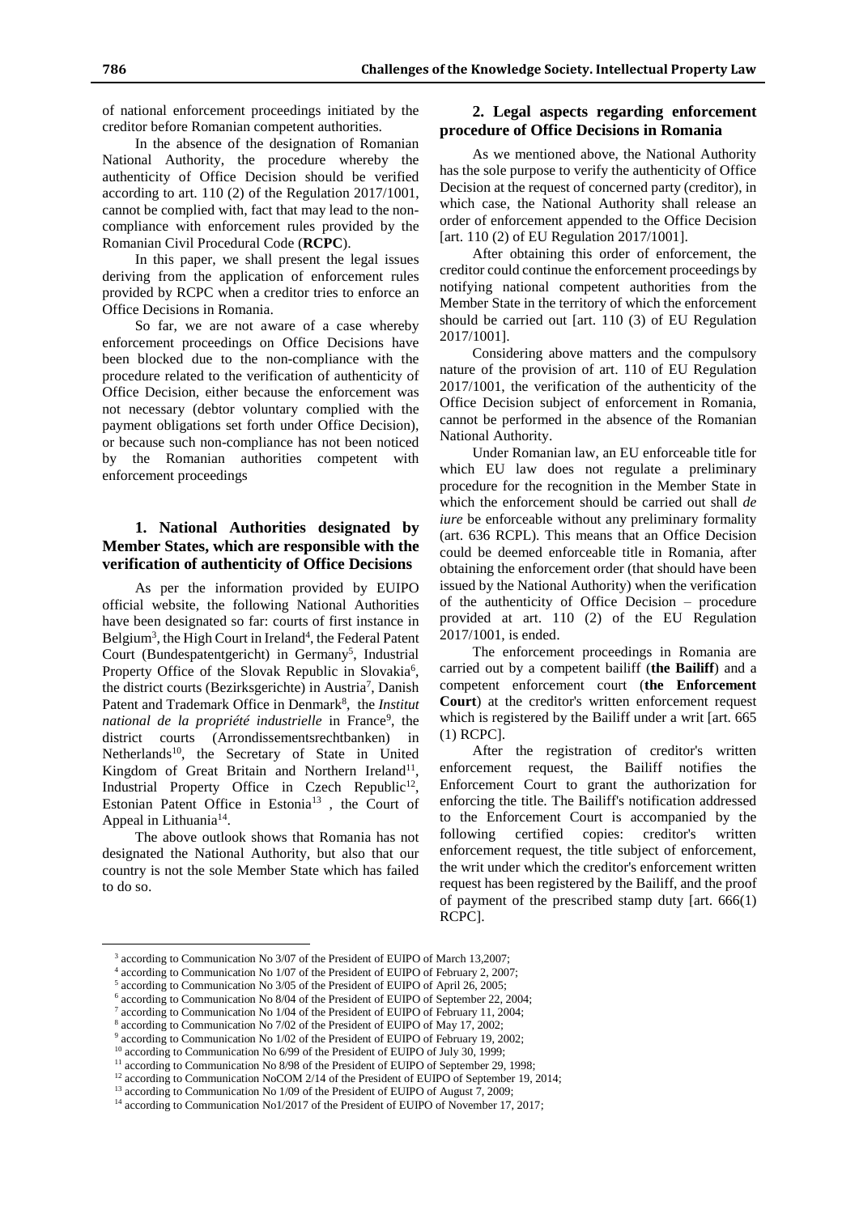of national enforcement proceedings initiated by the creditor before Romanian competent authorities.

In the absence of the designation of Romanian National Authority, the procedure whereby the authenticity of Office Decision should be verified according to art. 110 (2) of the Regulation 2017/1001, cannot be complied with, fact that may lead to the non-compliance with enforcement rules provided by the Romanian Civil Procedural Code (**RCPC**).

In this paper, we shall present the legal issues deriving from the application of enforcement rules provided by RCPC when a creditor tries to enforce an Office Decisions in Romania.

So far, we are not aware of a case whereby enforcement proceedings on Office Decisions have been blocked due to the non-compliance with the procedure related to the verification of authenticity of Office Decision, either because the enforcement was not necessary (debtor voluntary complied with the payment obligations set forth under Office Decision), or because such non-compliance has not been noticed by the Romanian authorities competent with enforcement proceedings

## 1. National Authorities designated by Member States, which are responsible with the verification of authenticity of Office Decisions

As per the information provided by EUIPO official website, the following National Authorities have been designated so far: courts of first instance in Belgium[3], the High Court in Ireland[4], the Federal Patent Court (Bundespatentgericht) in Germany[5], Industrial Property Office of the Slovak Republic in Slovakia[6], the district courts (Bezirksgerichte) in Austria[7], Danish Patent and Trademark Office in Denmark[8], the *Institut national de la propriété industrielle* in France[9], the district courts (Arrondissementsrechtbanken) in Netherlands[10], the Secretary of State in United Kingdom of Great Britain and Northern Ireland[11], Industrial Property Office in Czech Republic[12], Estonian Patent Office in Estonia[13], the Court of Appeal in Lithuania[14].

The above outlook shows that Romania has not designated the National Authority, but also that our country is not the sole Member State which has failed to do so.

## 2. Legal aspects regarding enforcement procedure of Office Decisions in Romania

As we mentioned above, the National Authority has the sole purpose to verify the authenticity of Office Decision at the request of concerned party (creditor), in which case, the National Authority shall release an order of enforcement appended to the Office Decision [art. 110 (2) of EU Regulation 2017/1001].

After obtaining this order of enforcement, the creditor could continue the enforcement proceedings by notifying national competent authorities from the Member State in the territory of which the enforcement should be carried out [art. 110 (3) of EU Regulation 2017/1001].

Considering above matters and the compulsory nature of the provision of art. 110 of EU Regulation 2017/1001, the verification of the authenticity of the Office Decision subject of enforcement in Romania, cannot be performed in the absence of the Romanian National Authority.

Under Romanian law, an EU enforceable title for which EU law does not regulate a preliminary procedure for the recognition in the Member State in which the enforcement should be carried out shall *de iure* be enforceable without any preliminary formality (art. 636 RCPL). This means that an Office Decision could be deemed enforceable title in Romania, after obtaining the enforcement order (that should have been issued by the National Authority) when the verification of the authenticity of Office Decision – procedure provided at art. 110 (2) of the EU Regulation 2017/1001, is ended.

The enforcement proceedings in Romania are carried out by a competent bailiff (**the Bailiff**) and a competent enforcement court (**the Enforcement Court**) at the creditor's written enforcement request which is registered by the Bailiff under a writ [art. 665 (1) RCPC].

After the registration of creditor's written enforcement request, the Bailiff notifies the Enforcement Court to grant the authorization for enforcing the title. The Bailiff's notification addressed to the Enforcement Court is accompanied by the following certified copies: creditor's written enforcement request, the title subject of enforcement, the writ under which the creditor's enforcement written request has been registered by the Bailiff, and the proof of payment of the prescribed stamp duty [art. 666(1) RCPC].

---

[3] according to Communication No 3/07 of the President of EUIPO of March 13,2007;

[4] according to Communication No 1/07 of the President of EUIPO of February 2, 2007;

[5] according to Communication No 3/05 of the President of EUIPO of April 26, 2005;

[6] according to Communication No 8/04 of the President of EUIPO of September 22, 2004;

[7] according to Communication No 1/04 of the President of EUIPO of February 11, 2004;

[8] according to Communication No 7/02 of the President of EUIPO of May 17, 2002;

[9] according to Communication No 1/02 of the President of EUIPO of February 19, 2002;

[10] according to Communication No 6/99 of the President of EUIPO of July 30, 1999;

[11] according to Communication No 8/98 of the President of EUIPO of September 29, 1998;

[12] according to Communication NoCOM 2/14 of the President of EUIPO of September 19, 2014;

[13] according to Communication No 1/09 of the President of EUIPO of August 7, 2009;

[14] according to Communication No1/2017 of the President of EUIPO of November 17, 2017;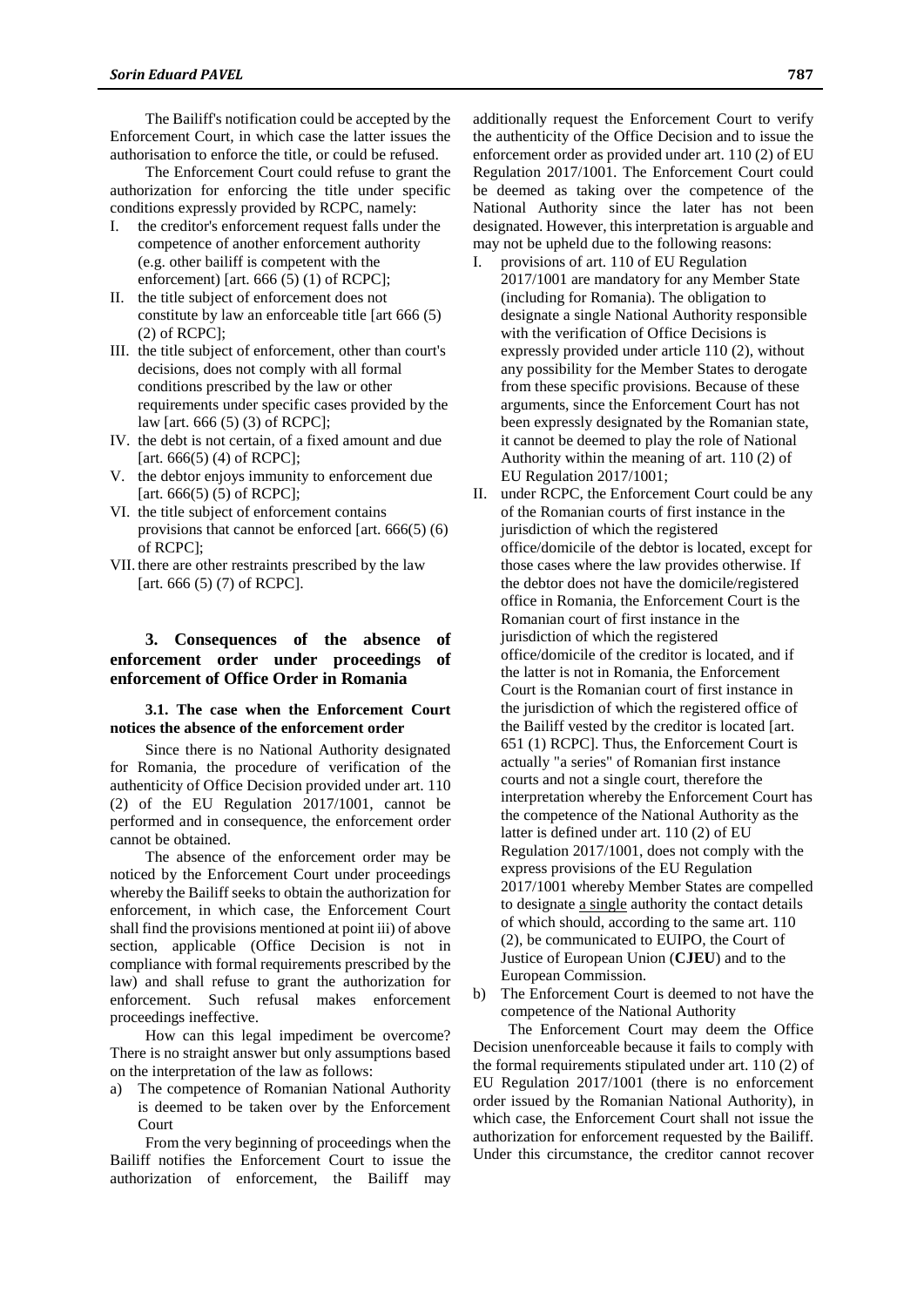The Bailiff's notification could be accepted by the Enforcement Court, in which case the latter issues the authorisation to enforce the title, or could be refused.

The Enforcement Court could refuse to grant the authorization for enforcing the title under specific conditions expressly provided by RCPC, namely:

I. the creditor's enforcement request falls under the competence of another enforcement authority (e.g. other bailiff is competent with the enforcement) [art. 666 (5) (1) of RCPC];
II. the title subject of enforcement does not constitute by law an enforceable title [art 666 (5) (2) of RCPC];
III. the title subject of enforcement, other than court's decisions, does not comply with all formal conditions prescribed by the law or other requirements under specific cases provided by the law [art. 666 (5) (3) of RCPC];
IV. the debt is not certain, of a fixed amount and due [art. 666(5) (4) of RCPC];
V. the debtor enjoys immunity to enforcement due [art. 666(5) (5) of RCPC];
VI. the title subject of enforcement contains provisions that cannot be enforced [art. 666(5) (6) of RCPC];
VII. there are other restraints prescribed by the law [art. 666 (5) (7) of RCPC].

## 3. Consequences of the absence of enforcement order under proceedings of enforcement of Office Order in Romania

### 3.1. The case when the Enforcement Court notices the absence of the enforcement order

Since there is no National Authority designated for Romania, the procedure of verification of the authenticity of Office Decision provided under art. 110 (2) of the EU Regulation 2017/1001, cannot be performed and in consequence, the enforcement order cannot be obtained.

The absence of the enforcement order may be noticed by the Enforcement Court under proceedings whereby the Bailiff seeks to obtain the authorization for enforcement, in which case, the Enforcement Court shall find the provisions mentioned at point iii) of above section, applicable (Office Decision is not in compliance with formal requirements prescribed by the law) and shall refuse to grant the authorization for enforcement. Such refusal makes enforcement proceedings ineffective.

How can this legal impediment be overcome? There is no straight answer but only assumptions based on the interpretation of the law as follows:

a) The competence of Romanian National Authority is deemed to be taken over by the Enforcement Court

From the very beginning of proceedings when the Bailiff notifies the Enforcement Court to issue the authorization of enforcement, the Bailiff may additionally request the Enforcement Court to verify the authenticity of the Office Decision and to issue the enforcement order as provided under art. 110 (2) of EU Regulation 2017/1001. The Enforcement Court could be deemed as taking over the competence of the National Authority since the later has not been designated. However, this interpretation is arguable and may not be upheld due to the following reasons:

I. provisions of art. 110 of EU Regulation 2017/1001 are mandatory for any Member State (including for Romania). The obligation to designate a single National Authority responsible with the verification of Office Decisions is expressly provided under article 110 (2), without any possibility for the Member States to derogate from these specific provisions. Because of these arguments, since the Enforcement Court has not been expressly designated by the Romanian state, it cannot be deemed to play the role of National Authority within the meaning of art. 110 (2) of EU Regulation 2017/1001;
II. under RCPC, the Enforcement Court could be any of the Romanian courts of first instance in the jurisdiction of which the registered office/domicile of the debtor is located, except for those cases where the law provides otherwise. If the debtor does not have the domicile/registered office in Romania, the Enforcement Court is the Romanian court of first instance in the jurisdiction of which the registered office/domicile of the creditor is located, and if the latter is not in Romania, the Enforcement Court is the Romanian court of first instance in the jurisdiction of which the registered office of the Bailiff vested by the creditor is located [art. 651 (1) RCPC]. Thus, the Enforcement Court is actually "a series" of Romanian first instance courts and not a single court, therefore the interpretation whereby the Enforcement Court has the competence of the National Authority as the latter is defined under art. 110 (2) of EU Regulation 2017/1001, does not comply with the express provisions of the EU Regulation 2017/1001 whereby Member States are compelled to designate a single authority the contact details of which should, according to the same art. 110 (2), be communicated to EUIPO, the Court of Justice of European Union (**CJEU**) and to the European Commission.

b) The Enforcement Court is deemed to not have the competence of the National Authority

The Enforcement Court may deem the Office Decision unenforceable because it fails to comply with the formal requirements stipulated under art. 110 (2) of EU Regulation 2017/1001 (there is no enforcement order issued by the Romanian National Authority), in which case, the Enforcement Court shall not issue the authorization for enforcement requested by the Bailiff. Under this circumstance, the creditor cannot recover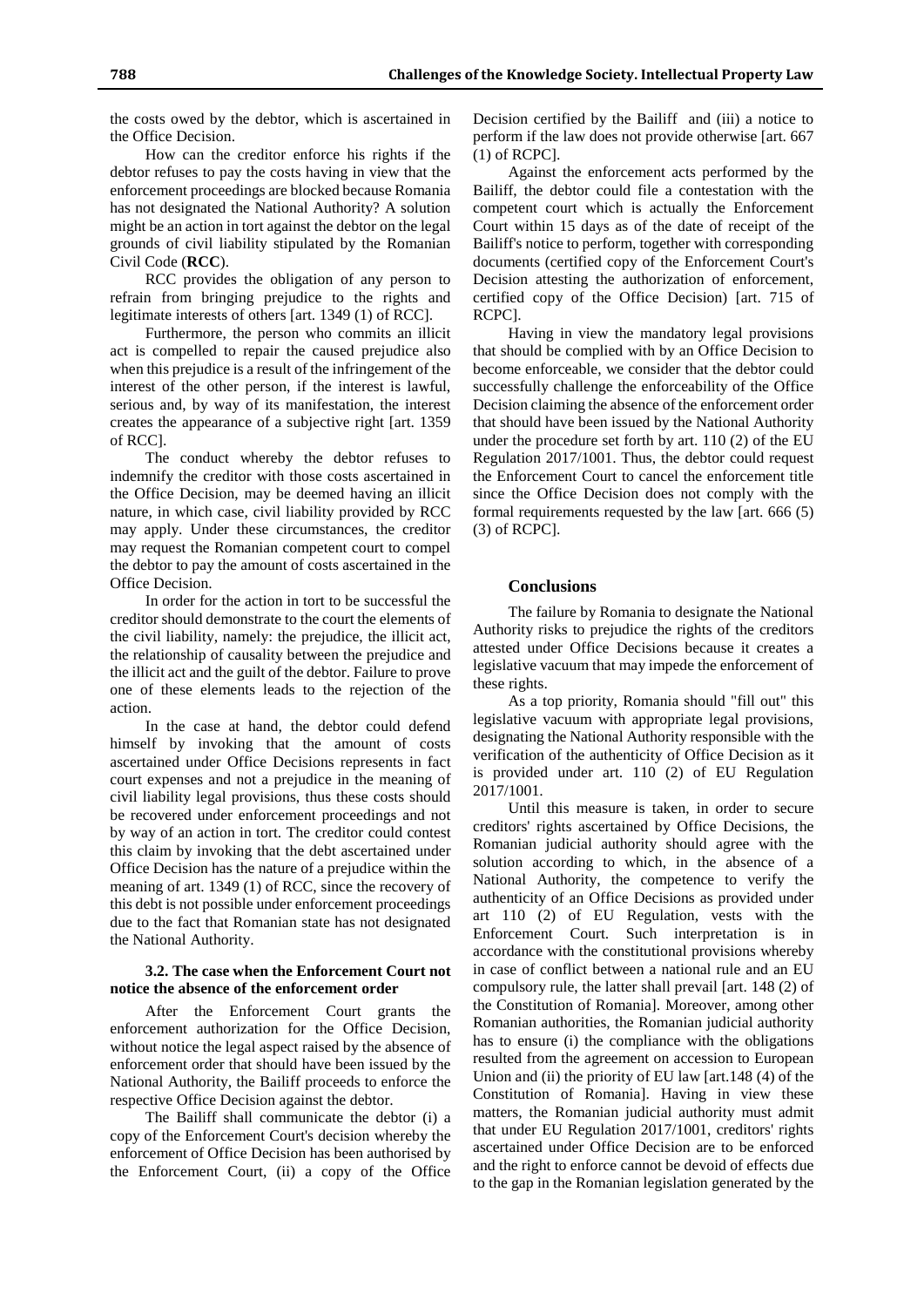the costs owed by the debtor, which is ascertained in the Office Decision.

How can the creditor enforce his rights if the debtor refuses to pay the costs having in view that the enforcement proceedings are blocked because Romania has not designated the National Authority? A solution might be an action in tort against the debtor on the legal grounds of civil liability stipulated by the Romanian Civil Code (**RCC**).

RCC provides the obligation of any person to refrain from bringing prejudice to the rights and legitimate interests of others [art. 1349 (1) of RCC].

Furthermore, the person who commits an illicit act is compelled to repair the caused prejudice also when this prejudice is a result of the infringement of the interest of the other person, if the interest is lawful, serious and, by way of its manifestation, the interest creates the appearance of a subjective right [art. 1359 of RCC].

The conduct whereby the debtor refuses to indemnify the creditor with those costs ascertained in the Office Decision, may be deemed having an illicit nature, in which case, civil liability provided by RCC may apply. Under these circumstances, the creditor may request the Romanian competent court to compel the debtor to pay the amount of costs ascertained in the Office Decision.

In order for the action in tort to be successful the creditor should demonstrate to the court the elements of the civil liability, namely: the prejudice, the illicit act, the relationship of causality between the prejudice and the illicit act and the guilt of the debtor. Failure to prove one of these elements leads to the rejection of the action.

In the case at hand, the debtor could defend himself by invoking that the amount of costs ascertained under Office Decisions represents in fact court expenses and not a prejudice in the meaning of civil liability legal provisions, thus these costs should be recovered under enforcement proceedings and not by way of an action in tort. The creditor could contest this claim by invoking that the debt ascertained under Office Decision has the nature of a prejudice within the meaning of art. 1349 (1) of RCC, since the recovery of this debt is not possible under enforcement proceedings due to the fact that Romanian state has not designated the National Authority.

### 3.2. The case when the Enforcement Court not notice the absence of the enforcement order

After the Enforcement Court grants the enforcement authorization for the Office Decision, without notice the legal aspect raised by the absence of enforcement order that should have been issued by the National Authority, the Bailiff proceeds to enforce the respective Office Decision against the debtor.

The Bailiff shall communicate the debtor (i) a copy of the Enforcement Court's decision whereby the enforcement of Office Decision has been authorised by the Enforcement Court, (ii) a copy of the Office Decision certified by the Bailiff and (iii) a notice to perform if the law does not provide otherwise [art. 667 (1) of RCPC].

Against the enforcement acts performed by the Bailiff, the debtor could file a contestation with the competent court which is actually the Enforcement Court within 15 days as of the date of receipt of the Bailiff's notice to perform, together with corresponding documents (certified copy of the Enforcement Court's Decision attesting the authorization of enforcement, certified copy of the Office Decision) [art. 715 of RCPC].

Having in view the mandatory legal provisions that should be complied with by an Office Decision to become enforceable, we consider that the debtor could successfully challenge the enforceability of the Office Decision claiming the absence of the enforcement order that should have been issued by the National Authority under the procedure set forth by art. 110 (2) of the EU Regulation 2017/1001. Thus, the debtor could request the Enforcement Court to cancel the enforcement title since the Office Decision does not comply with the formal requirements requested by the law [art. 666 (5) (3) of RCPC].

## Conclusions

The failure by Romania to designate the National Authority risks to prejudice the rights of the creditors attested under Office Decisions because it creates a legislative vacuum that may impede the enforcement of these rights.

As a top priority, Romania should "fill out" this legislative vacuum with appropriate legal provisions, designating the National Authority responsible with the verification of the authenticity of Office Decision as it is provided under art. 110 (2) of EU Regulation 2017/1001.

Until this measure is taken, in order to secure creditors' rights ascertained by Office Decisions, the Romanian judicial authority should agree with the solution according to which, in the absence of a National Authority, the competence to verify the authenticity of an Office Decisions as provided under art 110 (2) of EU Regulation, vests with the Enforcement Court. Such interpretation is in accordance with the constitutional provisions whereby in case of conflict between a national rule and an EU compulsory rule, the latter shall prevail [art. 148 (2) of the Constitution of Romania]. Moreover, among other Romanian authorities, the Romanian judicial authority has to ensure (i) the compliance with the obligations resulted from the agreement on accession to European Union and (ii) the priority of EU law [art.148 (4) of the Constitution of Romania]. Having in view these matters, the Romanian judicial authority must admit that under EU Regulation 2017/1001, creditors' rights ascertained under Office Decision are to be enforced and the right to enforce cannot be devoid of effects due to the gap in the Romanian legislation generated by the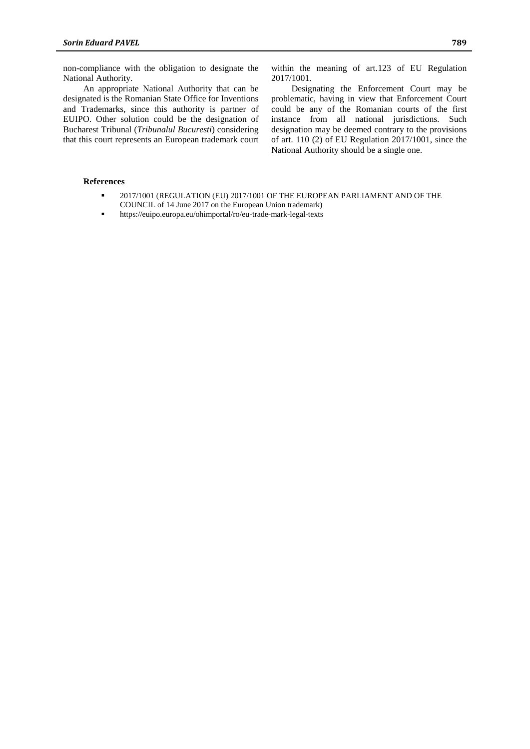non-compliance with the obligation to designate the National Authority.

An appropriate National Authority that can be designated is the Romanian State Office for Inventions and Trademarks, since this authority is partner of EUIPO. Other solution could be the designation of Bucharest Tribunal (*Tribunalul Bucuresti*) considering that this court represents an European trademark court within the meaning of art.123 of EU Regulation 2017/1001.

Designating the Enforcement Court may be problematic, having in view that Enforcement Court could be any of the Romanian courts of the first instance from all national jurisdictions. Such designation may be deemed contrary to the provisions of art. 110 (2) of EU Regulation 2017/1001, since the National Authority should be a single one.

**References**

- 2017/1001 (REGULATION (EU) 2017/1001 OF THE EUROPEAN PARLIAMENT AND OF THE COUNCIL of 14 June 2017 on the European Union trademark)
- https://euipo.europa.eu/ohimportal/ro/eu-trade-mark-legal-texts